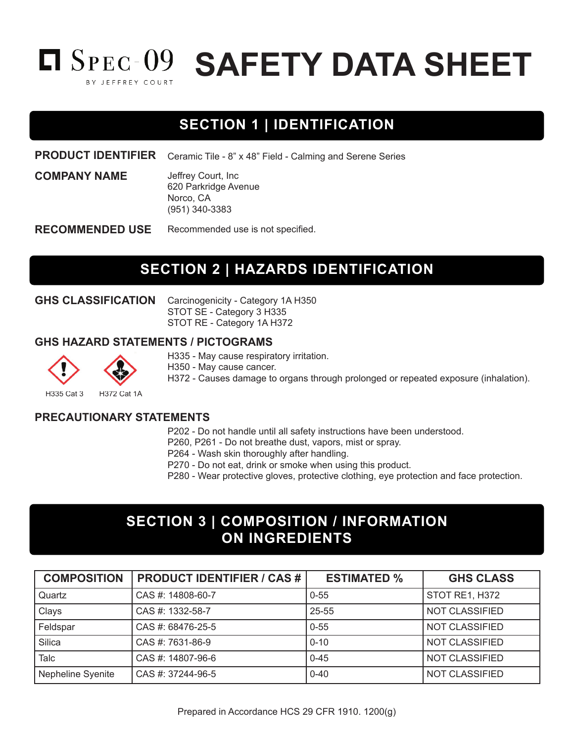SPEC-09
BY JEFFREY COURT

# SAFETY DATA SHEET

## SECTION 1 | IDENTIFICATION

**PRODUCT IDENTIFIER** Ceramic Tile - 8” x 48” Field - Calming and Serene Series

**COMPANY NAME** Jeffrey Court, Inc
620 Parkridge Avenue
Norco, CA
(951) 340-3383

**RECOMMENDED USE** Recommended use is not specified.

## SECTION 2 | HAZARDS IDENTIFICATION

**GHS CLASSIFICATION**
Carcinogenicity - Category 1A H350
STOT SE - Category 3 H335
STOT RE - Category 1A H372

### GHS HAZARD STATEMENTS / PICTOGRAMS

H335 Cat 3 H372 Cat 1A

H335 - May cause respiratory irritation.
H350 - May cause cancer.
H372 - Causes damage to organs through prolonged or repeated exposure (inhalation).

### PRECAUTIONARY STATEMENTS

P202 - Do not handle until all safety instructions have been understood.
P260, P261 - Do not breathe dust, vapors, mist or spray.
P264 - Wash skin thoroughly after handling.
P270 - Do not eat, drink or smoke when using this product.
P280 - Wear protective gloves, protective clothing, eye protection and face protection.

## SECTION 3 | COMPOSITION / INFORMATION ON INGREDIENTS

| COMPOSITION | PRODUCT IDENTIFIER / CAS # | ESTIMATED % | GHS CLASS |
|---|---|---|---|
| Quartz | CAS #: 14808-60-7 | 0-55 | STOT RE1, H372 |
| Clays | CAS #: 1332-58-7 | 25-55 | NOT CLASSIFIED |
| Feldspar | CAS #: 68476-25-5 | 0-55 | NOT CLASSIFIED |
| Silica | CAS #: 7631-86-9 | 0-10 | NOT CLASSIFIED |
| Talc | CAS #: 14807-96-6 | 0-45 | NOT CLASSIFIED |
| Nepheline Syenite | CAS #: 37244-96-5 | 0-40 | NOT CLASSIFIED |

Prepared in Accordance HCS 29 CFR 1910. 1200(g)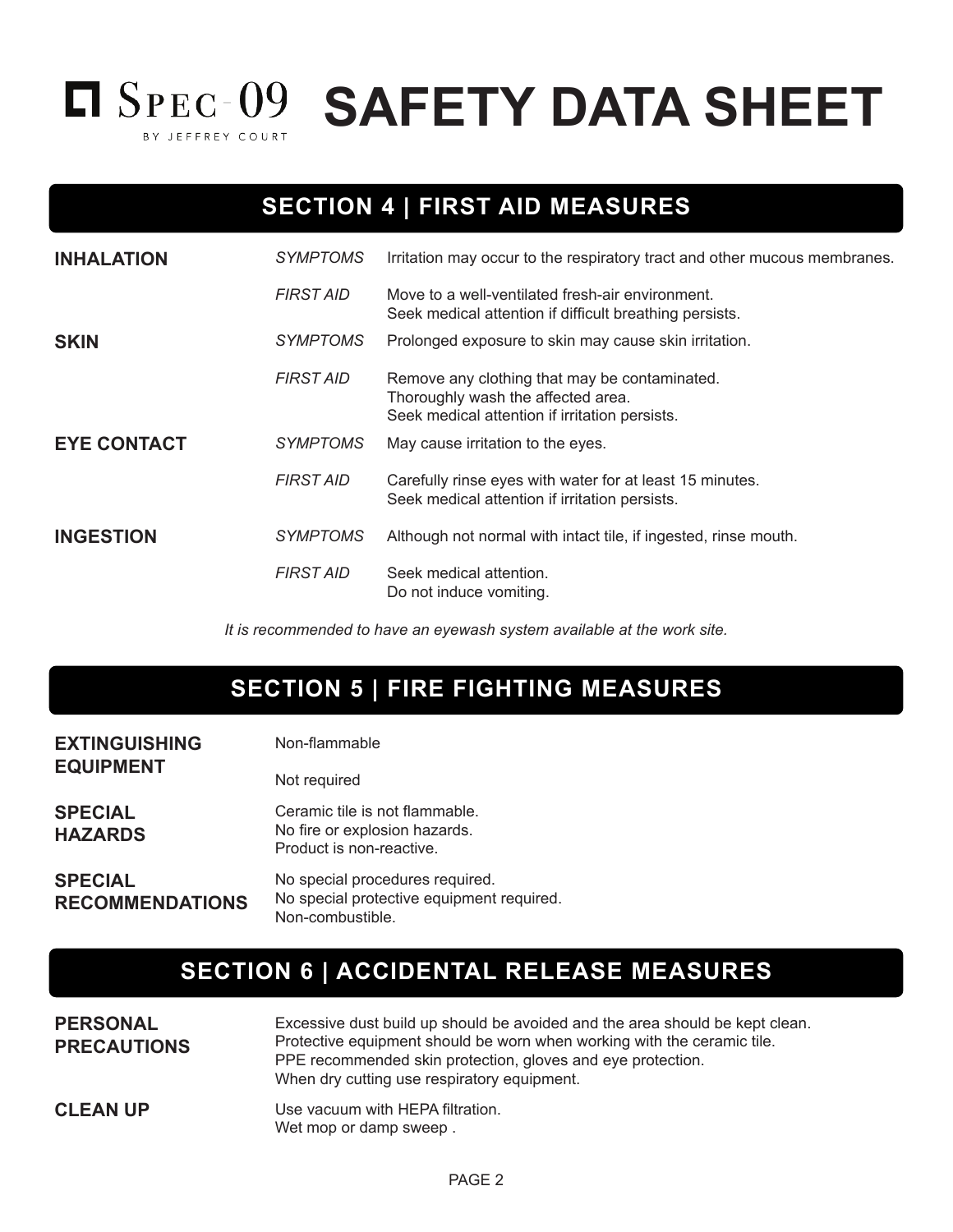# SPEC-09 BY JEFFREY COURT SAFETY DATA SHEET

## SECTION 4 | FIRST AID MEASURES

**INHALATION**

*SYMPTOMS* Irritation may occur to the respiratory tract and other mucous membranes.

*FIRST AID* Move to a well-ventilated fresh-air environment.
Seek medical attention if difficult breathing persists.

**SKIN**

*SYMPTOMS* Prolonged exposure to skin may cause skin irritation.

*FIRST AID* Remove any clothing that may be contaminated.
Thoroughly wash the affected area.
Seek medical attention if irritation persists.

**EYE CONTACT**

*SYMPTOMS* May cause irritation to the eyes.

*FIRST AID* Carefully rinse eyes with water for at least 15 minutes.
Seek medical attention if irritation persists.

**INGESTION**

*SYMPTOMS* Although not normal with intact tile, if ingested, rinse mouth.

*FIRST AID* Seek medical attention.
Do not induce vomiting.

*It is recommended to have an eyewash system available at the work site.*

## SECTION 5 | FIRE FIGHTING MEASURES

**EXTINGUISHING EQUIPMENT**

Non-flammable

Not required

**SPECIAL HAZARDS**

Ceramic tile is not flammable.
No fire or explosion hazards.
Product is non-reactive.

**SPECIAL RECOMMENDATIONS**

No special procedures required.
No special protective equipment required.
Non-combustible.

## SECTION 6 | ACCIDENTAL RELEASE MEASURES

**PERSONAL PRECAUTIONS**

Excessive dust build up should be avoided and the area should be kept clean.
Protective equipment should be worn when working with the ceramic tile.
PPE recommended skin protection, gloves and eye protection.
When dry cutting use respiratory equipment.

**CLEAN UP**

Use vacuum with HEPA filtration.
Wet mop or damp sweep .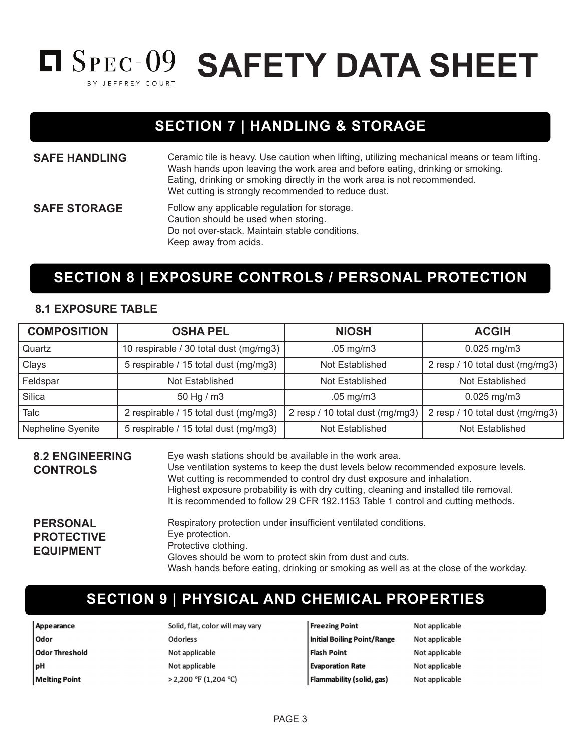# SPEC-09 BY JEFFREY COURT SAFETY DATA SHEET

## SECTION 7 | HANDLING & STORAGE

**SAFE HANDLING**

Ceramic tile is heavy. Use caution when lifting, utilizing mechanical means or team lifting.
Wash hands upon leaving the work area and before eating, drinking or smoking.
Eating, drinking or smoking directly in the work area is not recommended.
Wet cutting is strongly recommended to reduce dust.

**SAFE STORAGE**

Follow any applicable regulation for storage.
Caution should be used when storing.
Do not over-stack. Maintain stable conditions.
Keep away from acids.

## SECTION 8 | EXPOSURE CONTROLS / PERSONAL PROTECTION

### 8.1 EXPOSURE TABLE

| COMPOSITION | OSHA PEL | NIOSH | ACGIH |
|---|---|---|---|
| Quartz | 10 respirable / 30 total dust (mg/mg3) | .05 mg/m3 | 0.025 mg/m3 |
| Clays | 5 respirable / 15 total dust (mg/mg3) | Not Established | 2 resp / 10 total dust (mg/mg3) |
| Feldspar | Not Established | Not Established | Not Established |
| Silica | 50 Hg / m3 | .05 mg/m3 | 0.025 mg/m3 |
| Talc | 2 respirable / 15 total dust (mg/mg3) | 2 resp / 10 total dust (mg/mg3) | 2 resp / 10 total dust (mg/mg3) |
| Nepheline Syenite | 5 respirable / 15 total dust (mg/mg3) | Not Established | Not Established |

**8.2 ENGINEERING CONTROLS**

Eye wash stations should be available in the work area.
Use ventilation systems to keep the dust levels below recommended exposure levels.
Wet cutting is recommended to control dry dust exposure and inhalation.
Highest exposure probability is with dry cutting, cleaning and installed tile removal.
It is recommended to follow 29 CFR 192.1153 Table 1 control and cutting methods.

**PERSONAL PROTECTIVE EQUIPMENT**

Respiratory protection under insufficient ventilated conditions.
Eye protection.
Protective clothing.
Gloves should be worn to protect skin from dust and cuts.
Wash hands before eating, drinking or smoking as well as at the close of the workday.

## SECTION 9 | PHYSICAL AND CHEMICAL PROPERTIES

| Property | Value | Property | Value |
|---|---|---|---|
| **Appearance** | Solid, flat, color will may vary | **Freezing Point** | Not applicable |
| **Odor** | Odorless | **Initial Boiling Point/Range** | Not applicable |
| **Odor Threshold** | Not applicable | **Flash Point** | Not applicable |
| **pH** | Not applicable | **Evaporation Rate** | Not applicable |
| **Melting Point** | > 2,200 °F (1,204 °C) | **Flammability (solid, gas)** | Not applicable |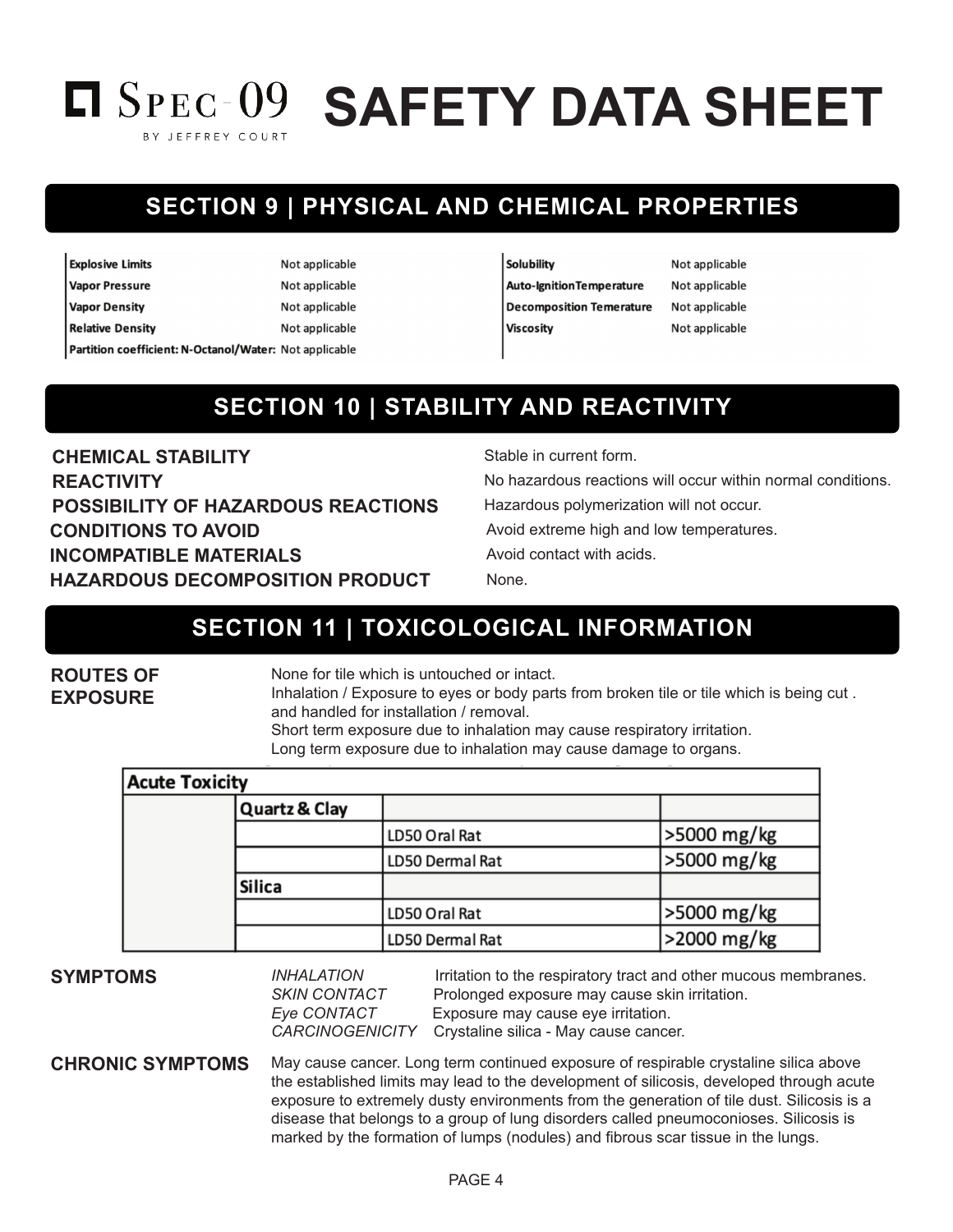# SAFETY DATA SHEET

## SECTION 9 | PHYSICAL AND CHEMICAL PROPERTIES

| Property | Value |
|---|---|
| **Explosive Limits** | Not applicable |
| **Vapor Pressure** | Not applicable |
| **Vapor Density** | Not applicable |
| **Relative Density** | Not applicable |
| **Partition coefficient: N-Octanol/Water:** | Not applicable |
| **Solubility** | Not applicable |
| **Auto-IgnitionTemperature** | Not applicable |
| **Decomposition Temerature** | Not applicable |
| **Viscosity** | Not applicable |

## SECTION 10 | STABILITY AND REACTIVITY

**CHEMICAL STABILITY** Stable in current form.

**REACTIVITY** No hazardous reactions will occur within normal conditions.

**POSSIBILITY OF HAZARDOUS REACTIONS** Hazardous polymerization will not occur.

**CONDITIONS TO AVOID** Avoid extreme high and low temperatures.

**INCOMPATIBLE MATERIALS** Avoid contact with acids.

**HAZARDOUS DECOMPOSITION PRODUCT** None.

## SECTION 11 | TOXICOLOGICAL INFORMATION

**ROUTES OF EXPOSURE**

None for tile which is untouched or intact.
Inhalation / Exposure to eyes or body parts from broken tile or tile which is being cut . and handled for installation / removal.
Short term exposure due to inhalation may cause respiratory irritation.
Long term exposure due to inhalation may cause damage to organs.

| **Acute Toxicity** | | | |
|---|---|---|---|
| | **Quartz & Clay** | | |
| | | LD50 Oral Rat | >5000 mg/kg |
| | | LD50 Dermal Rat | >5000 mg/kg |
| | **Silica** | | |
| | | LD50 Oral Rat | >5000 mg/kg |
| | | LD50 Dermal Rat | >2000 mg/kg |

**SYMPTOMS**

| | |
|---|---|
| *INHALATION* | Irritation to the respiratory tract and other mucous membranes. |
| *SKIN CONTACT* | Prolonged exposure may cause skin irritation. |
| *Eye CONTACT* | Exposure may cause eye irritation. |
| *CARCINOGENICITY* | Crystaline silica - May cause cancer. |

**CHRONIC SYMPTOMS**

May cause cancer. Long term continued exposure of respirable crystaline silica above the established limits may lead to the development of silicosis, developed through acute exposure to extremely dusty environments from the generation of tile dust. Silicosis is a disease that belongs to a group of lung disorders called pneumoconioses. Silicosis is marked by the formation of lumps (nodules) and fibrous scar tissue in the lungs.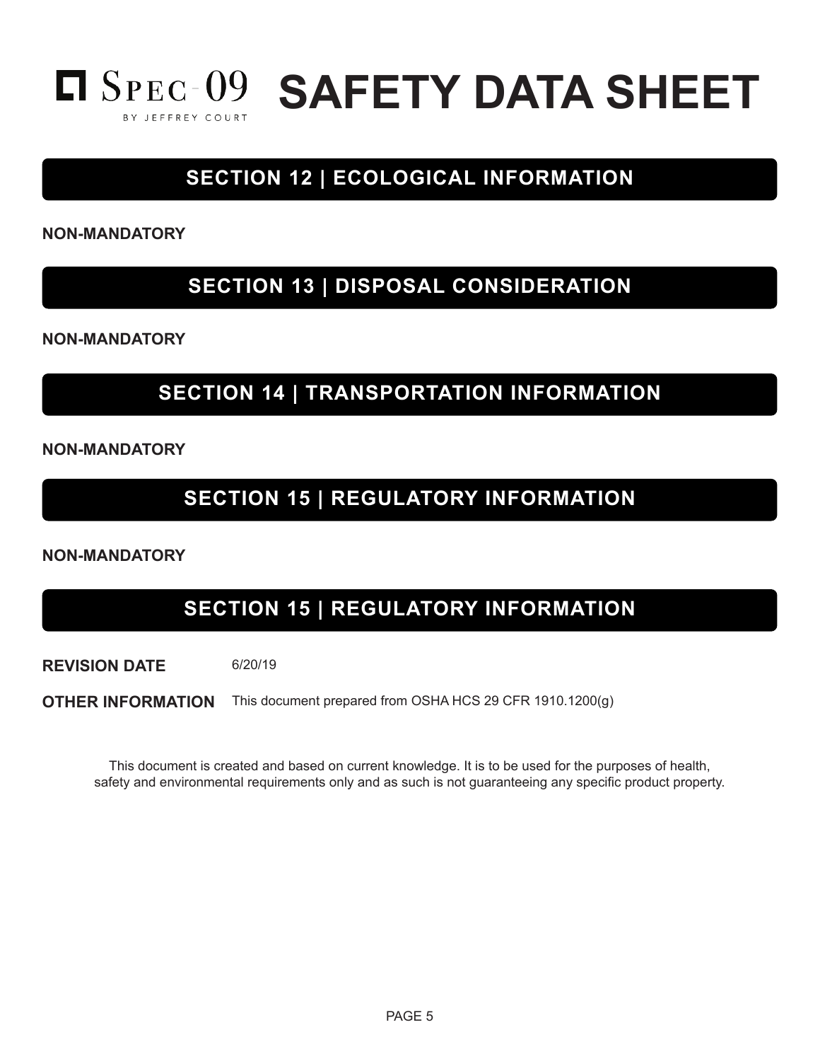# SPEC-09 BY JEFFREY COURT SAFETY DATA SHEET

## SECTION 12 | ECOLOGICAL INFORMATION

**NON-MANDATORY**

## SECTION 13 | DISPOSAL CONSIDERATION

**NON-MANDATORY**

## SECTION 14 | TRANSPORTATION INFORMATION

**NON-MANDATORY**

## SECTION 15 | REGULATORY INFORMATION

**NON-MANDATORY**

## SECTION 15 | REGULATORY INFORMATION

**REVISION DATE** 6/20/19

**OTHER INFORMATION** This document prepared from OSHA HCS 29 CFR 1910.1200(g)

This document is created and based on current knowledge. It is to be used for the purposes of health, safety and environmental requirements only and as such is not guaranteeing any specific product property.